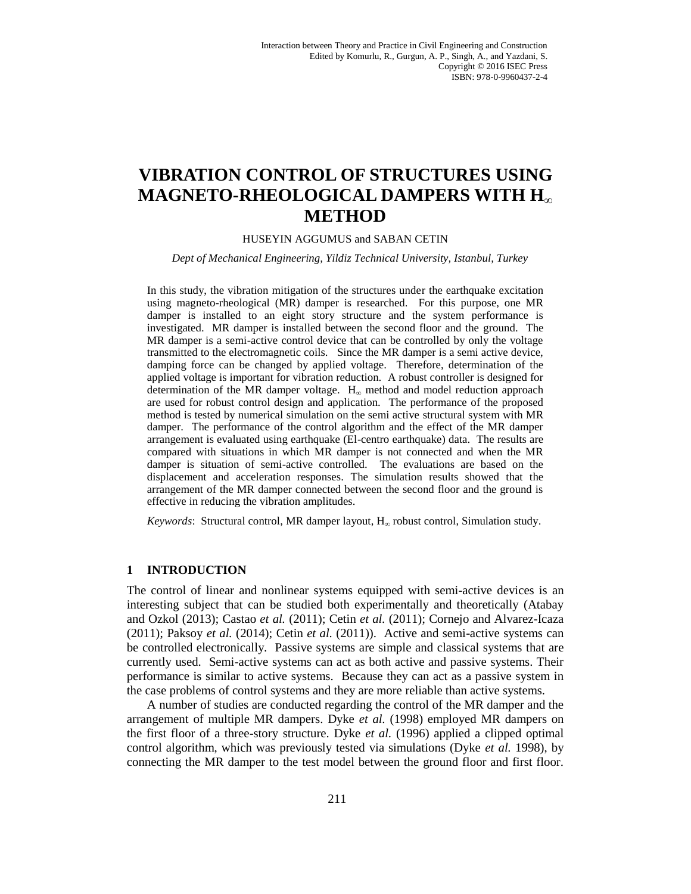# VIBRATION CONTROL OF STRUCTURES USING MAGNETO-RHEOLOGICAL DAMPERS WITH $H_\infty$ METHOD

HUSEYIN AGGUMUS and SABAN CETIN

*Dept of Mechanical Engineering, Yildiz Technical University, Istanbul, Turkey*

In this study, the vibration mitigation of the structures under the earthquake excitation using magneto-rheological (MR) damper is researched. For this purpose, one MR damper is installed to an eight story structure and the system performance is investigated. MR damper is installed between the second floor and the ground. The MR damper is a semi-active control device that can be controlled by only the voltage transmitted to the electromagnetic coils. Since the MR damper is a semi active device, damping force can be changed by applied voltage. Therefore, determination of the applied voltage is important for vibration reduction. A robust controller is designed for determination of the MR damper voltage. $H_\infty$ method and model reduction approach are used for robust control design and application. The performance of the proposed method is tested by numerical simulation on the semi active structural system with MR damper. The performance of the control algorithm and the effect of the MR damper arrangement is evaluated using earthquake (El-centro earthquake) data. The results are compared with situations in which MR damper is not connected and when the MR damper is situation of semi-active controlled. The evaluations are based on the displacement and acceleration responses. The simulation results showed that the arrangement of the MR damper connected between the second floor and the ground is effective in reducing the vibration amplitudes.

*Keywords*: Structural control, MR damper layout, $H_\infty$ robust control, Simulation study.

## 1 INTRODUCTION

The control of linear and nonlinear systems equipped with semi-active devices is an interesting subject that can be studied both experimentally and theoretically (Atabay and Ozkol (2013); Castao *et al.* (2011); Cetin *et al.* (2011); Cornejo and Alvarez-Icaza (2011); Paksoy *et al.* (2014); Cetin *et al.* (2011)). Active and semi-active systems can be controlled electronically. Passive systems are simple and classical systems that are currently used. Semi-active systems can act as both active and passive systems. Their performance is similar to active systems. Because they can act as a passive system in the case problems of control systems and they are more reliable than active systems.

A number of studies are conducted regarding the control of the MR damper and the arrangement of multiple MR dampers. Dyke *et al.* (1998) employed MR dampers on the first floor of a three-story structure. Dyke *et al.* (1996) applied a clipped optimal control algorithm, which was previously tested via simulations (Dyke *et al.* 1998), by connecting the MR damper to the test model between the ground floor and first floor.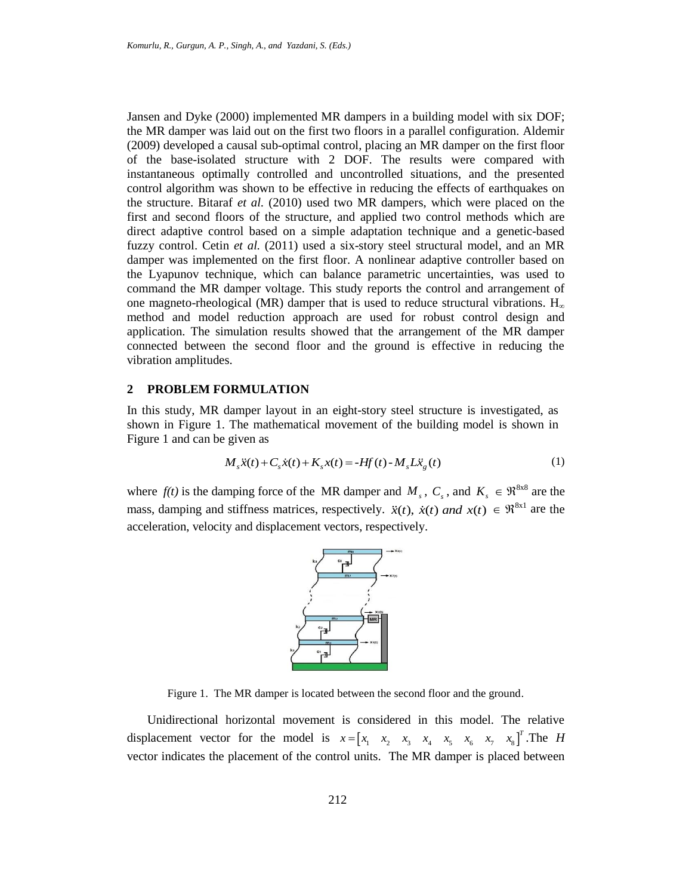Jansen and Dyke (2000) implemented MR dampers in a building model with six DOF; the MR damper was laid out on the first two floors in a parallel configuration. Aldemir (2009) developed a causal sub-optimal control, placing an MR damper on the first floor of the base-isolated structure with 2 DOF. The results were compared with instantaneous optimally controlled and uncontrolled situations, and the presented control algorithm was shown to be effective in reducing the effects of earthquakes on the structure. Bitaraf *et al.* (2010) used two MR dampers, which were placed on the first and second floors of the structure, and applied two control methods which are direct adaptive control based on a simple adaptation technique and a genetic-based fuzzy control. Cetin *et al.* (2011) used a six-story steel structural model, and an MR damper was implemented on the first floor. A nonlinear adaptive controller based on the Lyapunov technique, which can balance parametric uncertainties, was used to command the MR damper voltage. This study reports the control and arrangement of one magneto-rheological (MR) damper that is used to reduce structural vibrations. $H_\infty$ method and model reduction approach are used for robust control design and application. The simulation results showed that the arrangement of the MR damper connected between the second floor and the ground is effective in reducing the vibration amplitudes.

## 2 PROBLEM FORMULATION

In this study, MR damper layout in an eight-story steel structure is investigated, as shown in Figure 1. The mathematical movement of the building model is shown in Figure 1 and can be given as

$$M_s\ddot{x}(t)+C_s\dot{x}(t)+K_s x(t)=-Hf(t)-M_s L\ddot{x}_g(t) \tag{1}$$

where *f(t)* is the damping force of the MR damper and $M_s$, $C_s$, and $K_s \in \Re^{8\text{x}8}$ are the mass, damping and stiffness matrices, respectively. $\ddot{x}(t),\ \dot{x}(t)\ and\ x(t) \in \Re^{8\text{x}1}$ are the acceleration, velocity and displacement vectors, respectively.

Figure 1. The MR damper is located between the second floor and the ground.

Unidirectional horizontal movement is considered in this model. The relative displacement vector for the model is $x=\begin{bmatrix}x_1 & x_2 & x_3 & x_4 & x_5 & x_6 & x_7 & x_8\end{bmatrix}^T$. The $H$ vector indicates the placement of the control units. The MR damper is placed between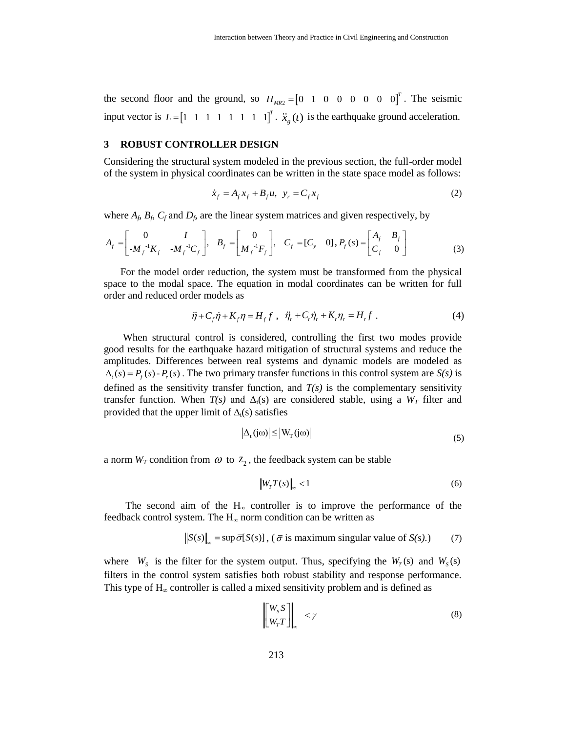the second floor and the ground, so $H_{MR2} = \begin{bmatrix} 0 & 1 & 0 & 0 & 0 & 0 & 0 & 0 \end{bmatrix}^T$. The seismic input vector is $L = \begin{bmatrix} 1 & 1 & 1 & 1 & 1 & 1 & 1 & 1 \end{bmatrix}^T$. $\ddot{x}_g(t)$ is the earthquake ground acceleration.

## 3 ROBUST CONTROLLER DESIGN

Considering the structural system modeled in the previous section, the full-order model of the system in physical coordinates can be written in the state space model as follows:

$$\dot{x}_f = A_f x_f + B_f u, \;\; y_r = C_f x_f \tag{2}$$

where $A_f$, $B_f$, $C_f$ and $D_f$, are the linear system matrices and given respectively, by

$$A_f = \begin{bmatrix} 0 & I \\ -M_f^{-1}K_f & -M_f^{-1}C_f \end{bmatrix}, \;\; B_f = \begin{bmatrix} 0 \\ M_f^{-1}F_f \end{bmatrix}, \;\; C_f = [C_y \;\; 0], P_f(s) = \begin{bmatrix} A_f & B_f \\ C_f & 0 \end{bmatrix} \tag{3}$$

For the model order reduction, the system must be transformed from the physical space to the modal space. The equation in modal coordinates can be written for full order and reduced order models as

$$\ddot{\eta} + C_f \dot{\eta} + K_f \eta = H_f f \;, \;\; \ddot{\eta}_r + C_r \dot{\eta}_r + K_r \eta_r = H_r f \;. \tag{4}$$

When structural control is considered, controlling the first two modes provide good results for the earthquake hazard mitigation of structural systems and reduce the amplitudes. Differences between real systems and dynamic models are modeled as $\Delta_t(s) = P_f(s) - P_r(s)$. The two primary transfer functions in this control system are *S(s)* is defined as the sensitivity transfer function, and *T(s)* is the complementary sensitivity transfer function. When *T(s)* and $\Delta_t(s)$ are considered stable, using a $W_T$ filter and provided that the upper limit of $\Delta_t(s)$ satisfies

$$\left|\Delta_t(j\omega)\right| \leq \left|W_T(j\omega)\right| \tag{5}$$

a norm $W_T$ condition from $\omega$ to $z_2$, the feedback system can be stable

$$\left\|W_T T(s)\right\|_\infty < 1 \tag{6}$$

The second aim of the H∞ controller is to improve the performance of the feedback control system. The H∞ norm condition can be written as

$$\left\|S(s)\right\|_\infty = \sup \bar{\sigma}[S(s)], \; (\bar{\sigma} \text{ is maximum singular value of } S(s).) \tag{7}$$

where $W_S$ is the filter for the system output. Thus, specifying the $W_T(s)$ and $W_S(s)$ filters in the control system satisfies both robust stability and response performance. This type of H∞ controller is called a mixed sensitivity problem and is defined as

$$\left\|\begin{bmatrix} W_S S \\ W_T T \end{bmatrix}\right\|_\infty < \gamma \tag{8}$$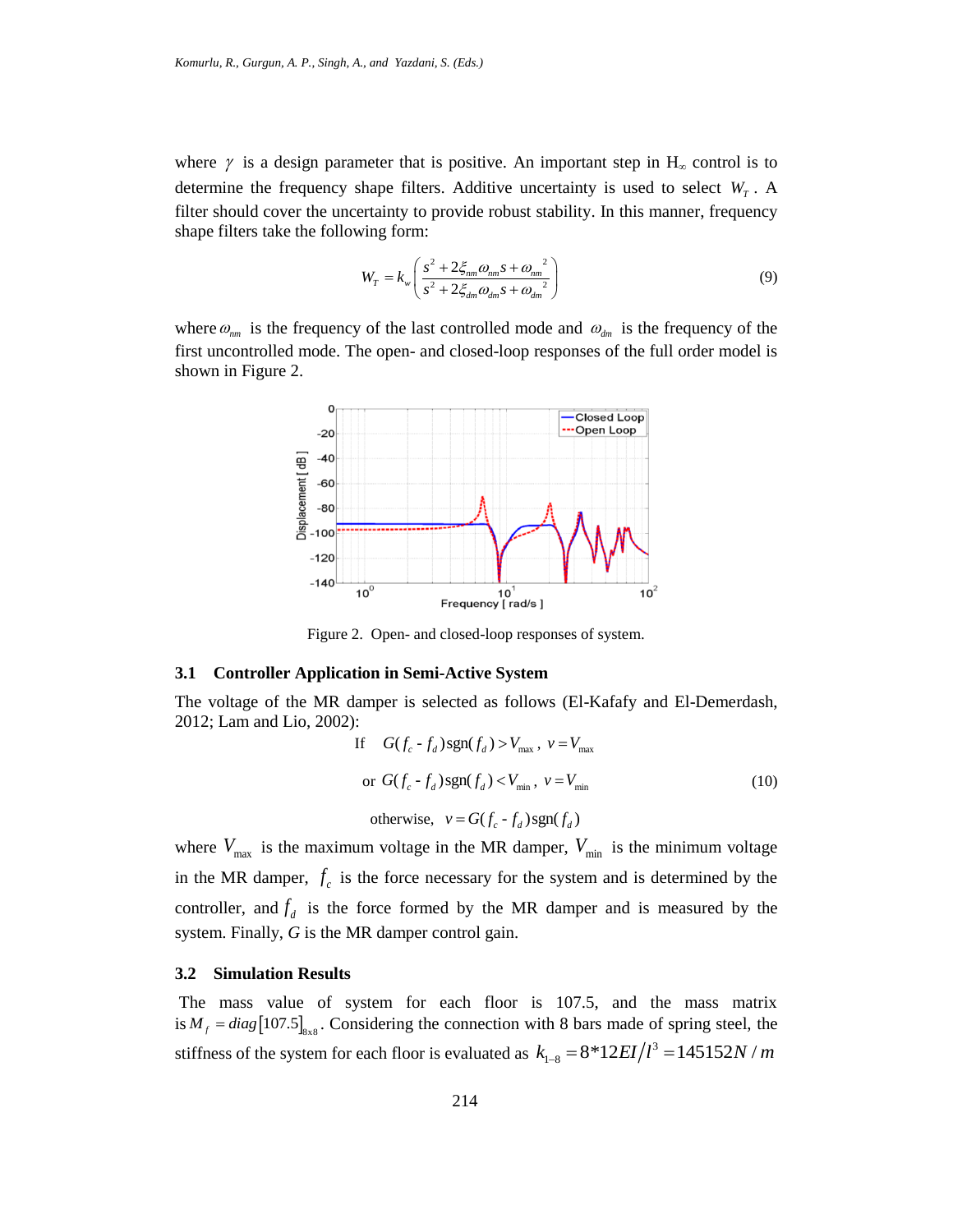where $\gamma$ is a design parameter that is positive. An important step in $H_\infty$ control is to determine the frequency shape filters. Additive uncertainty is used to select $W_T$. A filter should cover the uncertainty to provide robust stability. In this manner, frequency shape filters take the following form:

$$W_T = k_w \left( \frac{s^2 + 2\xi_{nm}\omega_{nm}s + \omega_{nm}^2}{s^2 + 2\xi_{dm}\omega_{dm}s + \omega_{dm}^2} \right) \tag{9}$$

where $\omega_{nm}$ is the frequency of the last controlled mode and $\omega_{dm}$ is the frequency of the first uncontrolled mode. The open- and closed-loop responses of the full order model is shown in Figure 2.

Figure 2. Open- and closed-loop responses of system.

### 3.1 Controller Application in Semi-Active System

The voltage of the MR damper is selected as follows (El-Kafafy and El-Demerdash, 2012; Lam and Lio, 2002):

$$\begin{aligned} &\text{If} \quad G(f_c - f_d)\,\text{sgn}(f_d) > V_{\max}, \; v = V_{\max} \\ &\text{or} \; G(f_c - f_d)\,\text{sgn}(f_d) < V_{\min}, \; v = V_{\min} \\ &\text{otherwise}, \quad v = G(f_c - f_d)\,\text{sgn}(f_d) \end{aligned} \tag{10}$$

where $V_{\max}$ is the maximum voltage in the MR damper, $V_{\min}$ is the minimum voltage in the MR damper, $f_c$ is the force necessary for the system and is determined by the controller, and $f_d$ is the force formed by the MR damper and is measured by the system. Finally, $G$ is the MR damper control gain.

### 3.2 Simulation Results

The mass value of system for each floor is 107.5, and the mass matrix is $M_f = diag[107.5]_{8x8}$. Considering the connection with 8 bars made of spring steel, the stiffness of the system for each floor is evaluated as $k_{1-8} = 8*12EI/l^3 = 145152N/m$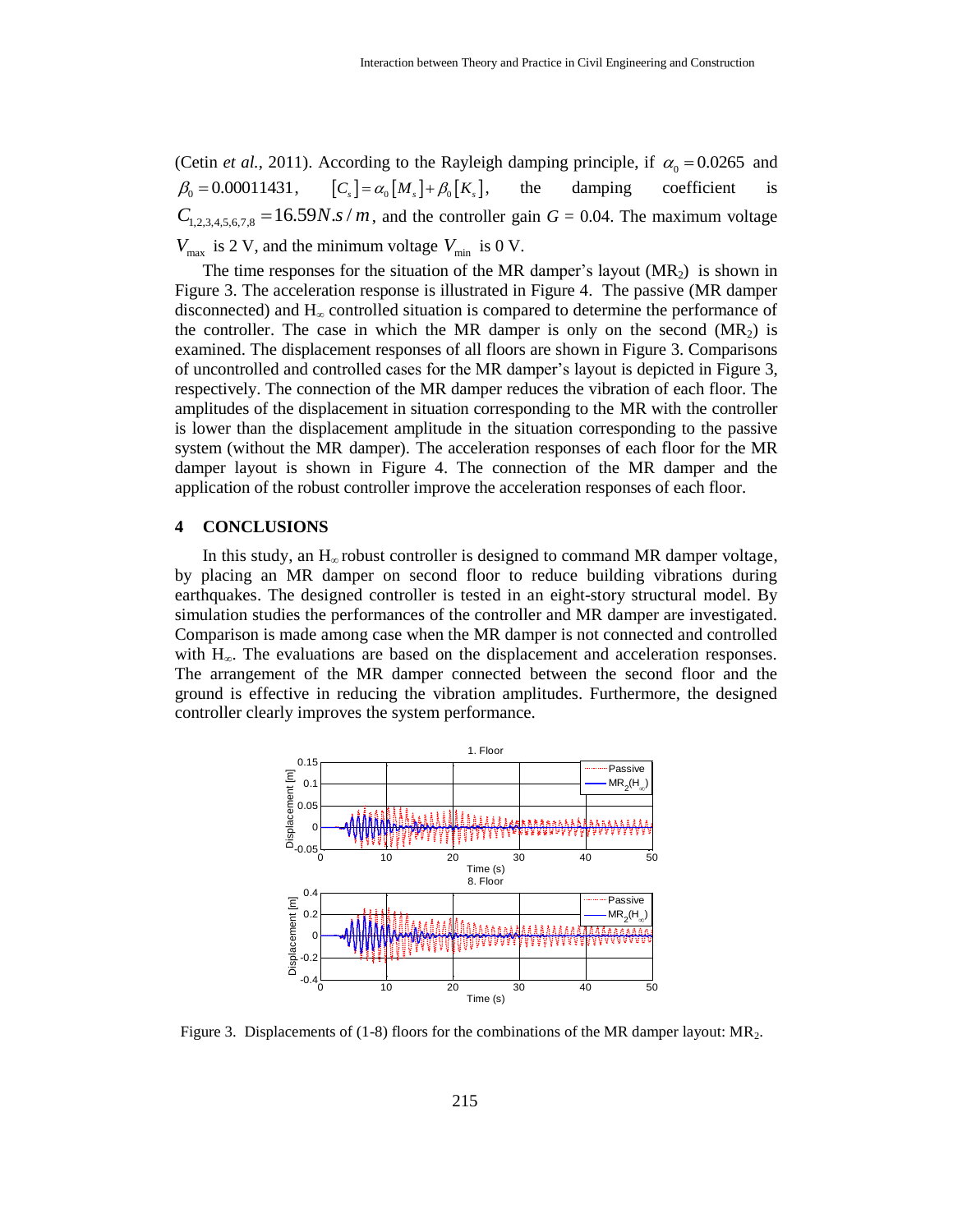(Cetin *et al.*, 2011). According to the Rayleigh damping principle, if $\alpha_0 = 0.0265$ and $\beta_0 = 0.00011431$, $[C_s] = \alpha_0 [M_s] + \beta_0 [K_s]$, the damping coefficient is $C_{1,2,3,4,5,6,7,8} = 16.59 N.s/m$, and the controller gain $G$ = 0.04. The maximum voltage $V_{\max}$ is 2 V, and the minimum voltage $V_{\min}$ is 0 V.

The time responses for the situation of the MR damper's layout ($MR_2$) is shown in Figure 3. The acceleration response is illustrated in Figure 4. The passive (MR damper disconnected) and $H_\infty$ controlled situation is compared to determine the performance of the controller. The case in which the MR damper is only on the second ($MR_2$) is examined. The displacement responses of all floors are shown in Figure 3. Comparisons of uncontrolled and controlled cases for the MR damper's layout is depicted in Figure 3, respectively. The connection of the MR damper reduces the vibration of each floor. The amplitudes of the displacement in situation corresponding to the MR with the controller is lower than the displacement amplitude in the situation corresponding to the passive system (without the MR damper). The acceleration responses of each floor for the MR damper layout is shown in Figure 4. The connection of the MR damper and the application of the robust controller improve the acceleration responses of each floor.

## 4 CONCLUSIONS

In this study, an $H_\infty$ robust controller is designed to command MR damper voltage, by placing an MR damper on second floor to reduce building vibrations during earthquakes. The designed controller is tested in an eight-story structural model. By simulation studies the performances of the controller and MR damper are investigated. Comparison is made among case when the MR damper is not connected and controlled with $H_\infty$. The evaluations are based on the displacement and acceleration responses. The arrangement of the MR damper connected between the second floor and the ground is effective in reducing the vibration amplitudes. Furthermore, the designed controller clearly improves the system performance.

Figure 3. Displacements of (1-8) floors for the combinations of the MR damper layout: $MR_2$.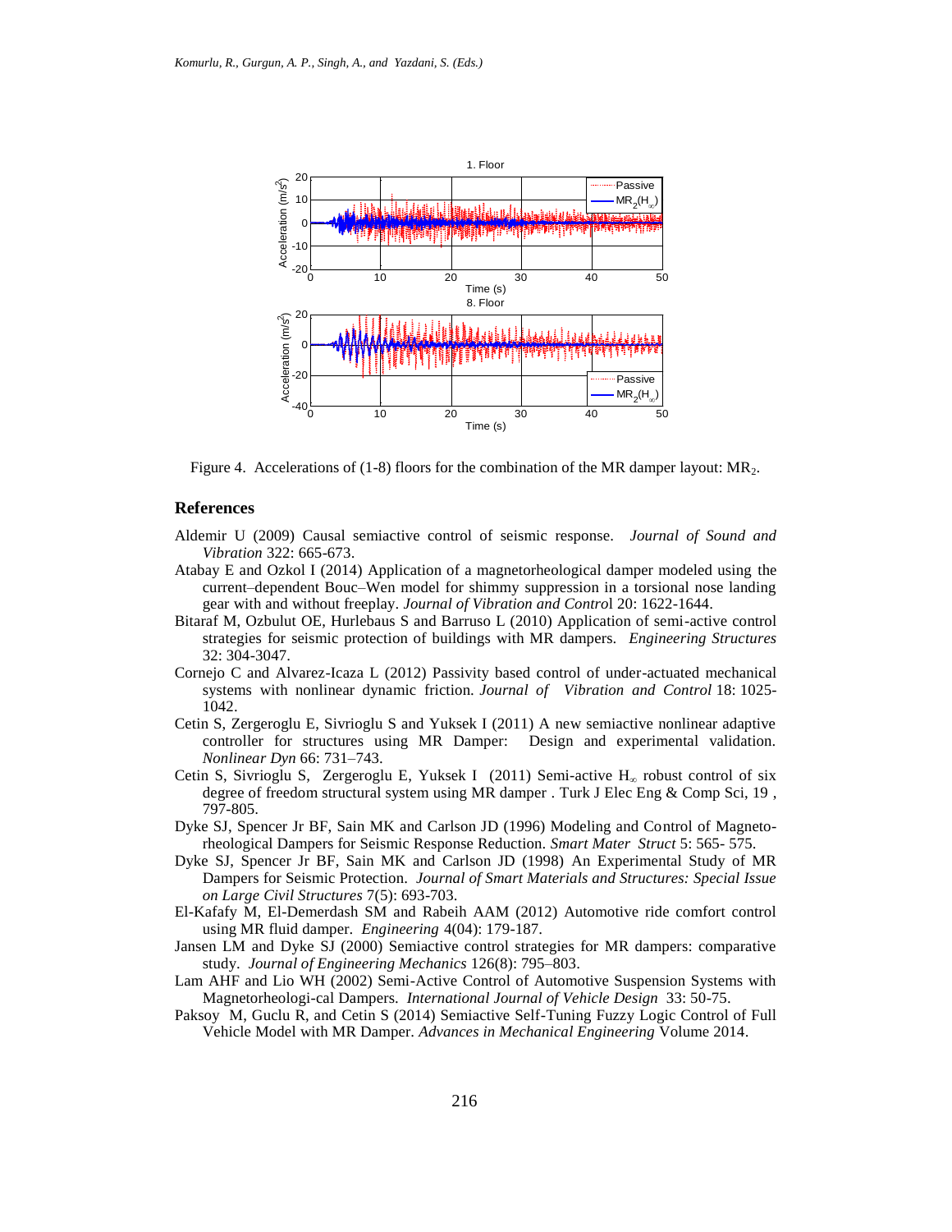1. Floor

20
10
0
-10
-20

Acceleration (m/s$^2$)

0 10 20 30 40 50

Time (s)

Passive
$MR_2(H_\infty)$

8. Floor

20
0
-20
-40

Acceleration (m/s$^2$)

0 10 20 30 40 50

Time (s)

Passive
$MR_2(H_\infty)$

Figure 4. Accelerations of (1-8) floors for the combination of the MR damper layout: $MR_2$.

## References

Aldemir U (2009) Causal semiactive control of seismic response. *Journal of Sound and Vibration* 322: 665-673.

Atabay E and Ozkol I (2014) Application of a magnetorheological damper modeled using the current–dependent Bouc–Wen model for shimmy suppression in a torsional nose landing gear with and without freeplay. *Journal of Vibration and Control* 20: 1622-1644.

Bitaraf M, Ozbulut OE, Hurlebaus S and Barruso L (2010) Application of semi-active control strategies for seismic protection of buildings with MR dampers. *Engineering Structures* 32: 304-3047.

Cornejo C and Alvarez-Icaza L (2012) Passivity based control of under-actuated mechanical systems with nonlinear dynamic friction. *Journal of Vibration and Control* 18: 1025-1042.

Cetin S, Zergeroglu E, Sivrioglu S and Yuksek I (2011) A new semiactive nonlinear adaptive controller for structures using MR Damper: Design and experimental validation. *Nonlinear Dyn* 66: 731–743.

Cetin S, Sivrioglu S, Zergeroglu E, Yuksek I (2011) Semi-active $H_\infty$ robust control of six degree of freedom structural system using MR damper . Turk J Elec Eng & Comp Sci, 19 , 797-805.

Dyke SJ, Spencer Jr BF, Sain MK and Carlson JD (1996) Modeling and Control of Magneto-rheological Dampers for Seismic Response Reduction. *Smart Mater Struct* 5: 565- 575.

Dyke SJ, Spencer Jr BF, Sain MK and Carlson JD (1998) An Experimental Study of MR Dampers for Seismic Protection. *Journal of Smart Materials and Structures: Special Issue on Large Civil Structures* 7(5): 693-703.

El-Kafafy M, El-Demerdash SM and Rabeih AAM (2012) Automotive ride comfort control using MR fluid damper. *Engineering* 4(04): 179-187.

Jansen LM and Dyke SJ (2000) Semiactive control strategies for MR dampers: comparative study. *Journal of Engineering Mechanics* 126(8): 795–803.

Lam AHF and Lio WH (2002) Semi-Active Control of Automotive Suspension Systems with Magnetorheologi-cal Dampers. *International Journal of Vehicle Design* 33: 50-75.

Paksoy M, Guclu R, and Cetin S (2014) Semiactive Self-Tuning Fuzzy Logic Control of Full Vehicle Model with MR Damper. *Advances in Mechanical Engineering* Volume 2014.